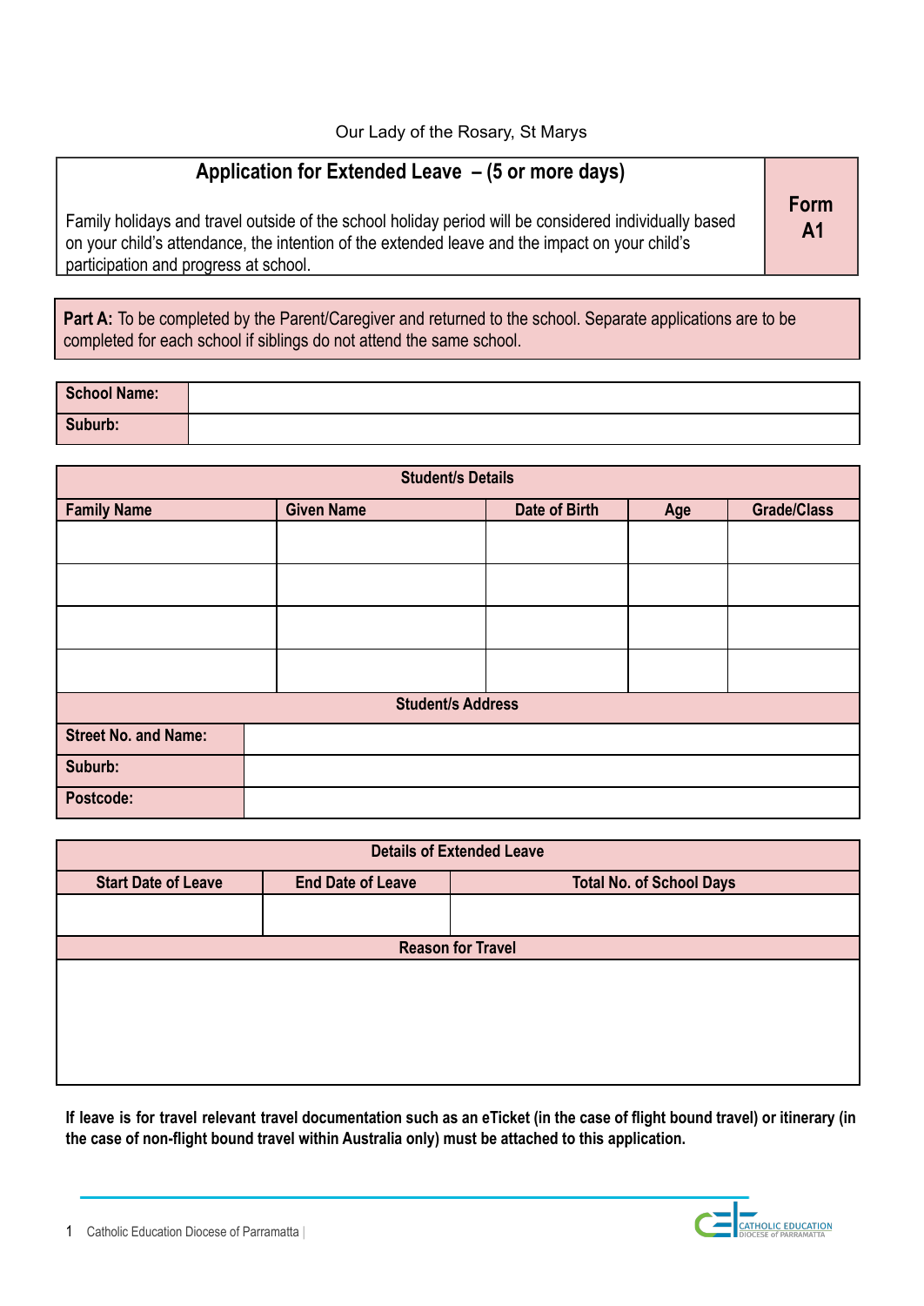Our Lady of the Rosary, St Marys

## Application for Extended Leave – (5 or more days)

**Form A1**

Family holidays and travel outside of the school holiday period will be considered individually based on your child's attendance, the intention of the extended leave and the impact on your child's participation and progress at school.

**Part A:** To be completed by the Parent/Caregiver and returned to the school. Separate applications are to be completed for each school if siblings do not attend the same school.

| **School Name:** | |
|---|---|
| **Suburb:** | |

| **Student/s Details** | | | | |
|---|---|---|---|---|
| **Family Name** | **Given Name** | **Date of Birth** | **Age** | **Grade/Class** |
| | | | | |
| | | | | |
| | | | | |
| | | | | |

| **Student/s Address** | |
|---|---|
| **Street No. and Name:** | |
| **Suburb:** | |
| **Postcode:** | |

| **Details of Extended Leave** | | |
|---|---|---|
| **Start Date of Leave** | **End Date of Leave** | **Total No. of School Days** |
| | | |

| **Reason for Travel** |
|---|
| |

**If leave is for travel relevant travel documentation such as an eTicket (in the case of flight bound travel) or itinerary (in the case of non-flight bound travel within Australia only) must be attached to this application.**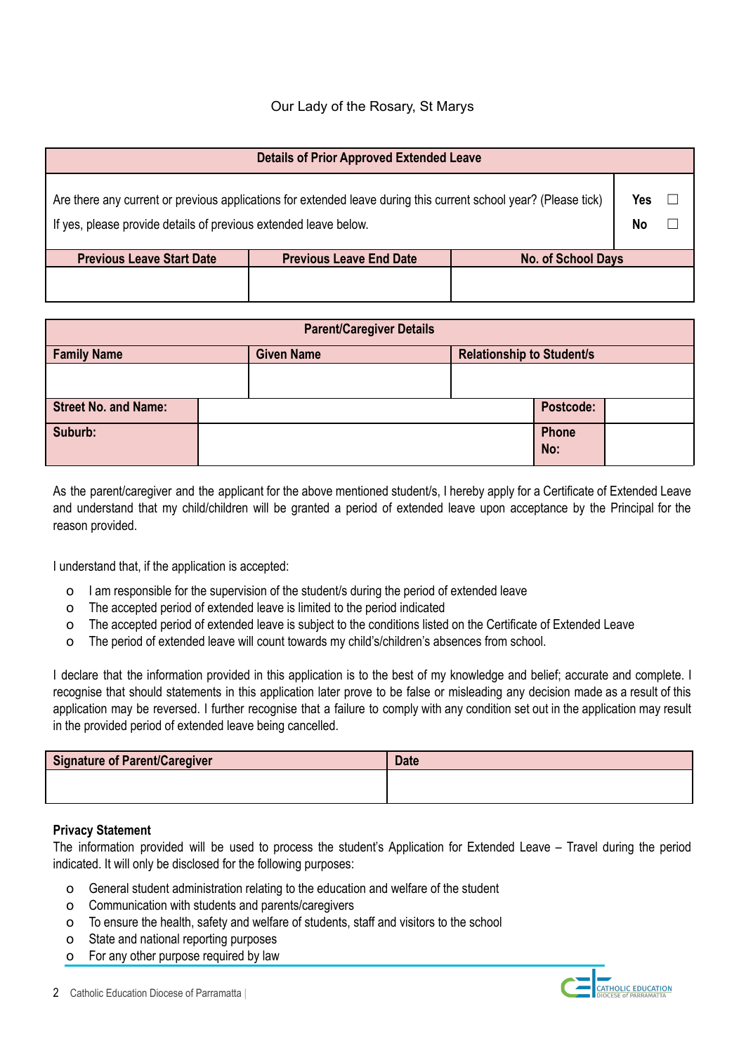Our Lady of the Rosary, St Marys

| Details of Prior Approved Extended Leave | | |
|---|---|---|
| Are there any current or previous applications for extended leave during this current school year? (Please tick)<br>If yes, please provide details of previous extended leave below. | | Yes ☐<br>No ☐ |
| **Previous Leave Start Date** | **Previous Leave End Date** | **No. of School Days** |
| | | |

| Parent/Caregiver Details | | | |
|---|---|---|---|
| **Family Name** | **Given Name** | **Relationship to Student/s** | |
| | | | |
| **Street No. and Name:** | | **Postcode:** | |
| **Suburb:** | | **Phone No:** | |

As the parent/caregiver and the applicant for the above mentioned student/s, I hereby apply for a Certificate of Extended Leave and understand that my child/children will be granted a period of extended leave upon acceptance by the Principal for the reason provided.

I understand that, if the application is accepted:

- I am responsible for the supervision of the student/s during the period of extended leave
- The accepted period of extended leave is limited to the period indicated
- The accepted period of extended leave is subject to the conditions listed on the Certificate of Extended Leave
- The period of extended leave will count towards my child's/children's absences from school.

I declare that the information provided in this application is to the best of my knowledge and belief; accurate and complete. I recognise that should statements in this application later prove to be false or misleading any decision made as a result of this application may be reversed. I further recognise that a failure to comply with any condition set out in the application may result in the provided period of extended leave being cancelled.

| Signature of Parent/Caregiver | Date |
|---|---|
| | |

**Privacy Statement**

The information provided will be used to process the student's Application for Extended Leave – Travel during the period indicated. It will only be disclosed for the following purposes:

- General student administration relating to the education and welfare of the student
- Communication with students and parents/caregivers
- To ensure the health, safety and welfare of students, staff and visitors to the school
- State and national reporting purposes
- For any other purpose required by law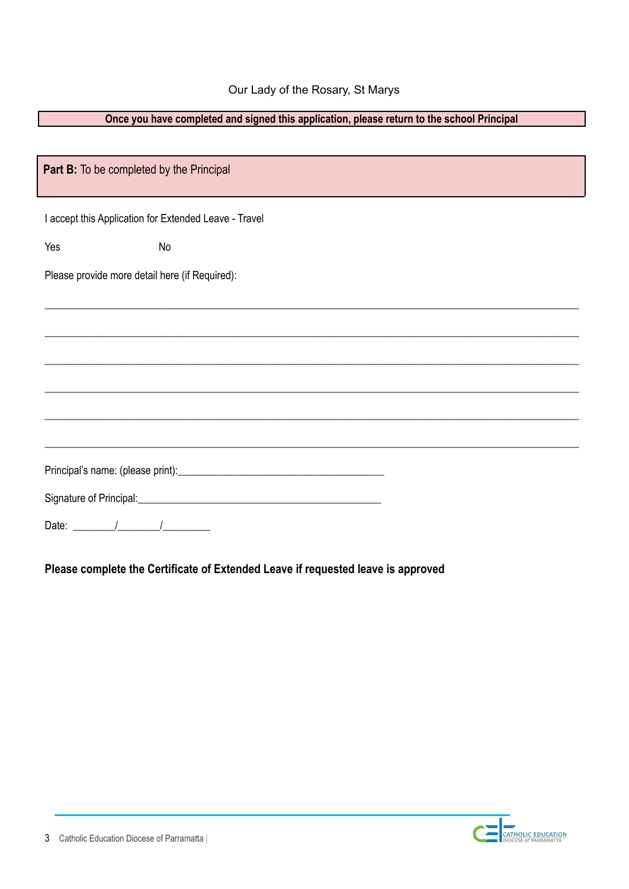Our Lady of the Rosary, St Marys

**Once you have completed and signed this application, please return to the school Principal**

**Part B:** To be completed by the Principal

I accept this Application for Extended Leave - Travel

Yes No

Please provide more detail here (if Required):

______________________________________________________________________________

______________________________________________________________________________

______________________________________________________________________________

______________________________________________________________________________

______________________________________________________________________________

______________________________________________________________________________

Principal's name: (please print):______________________________________

Signature of Principal:_____________________________________________

Date: ________/________/_________

**Please complete the Certificate of Extended Leave if requested leave is approved**